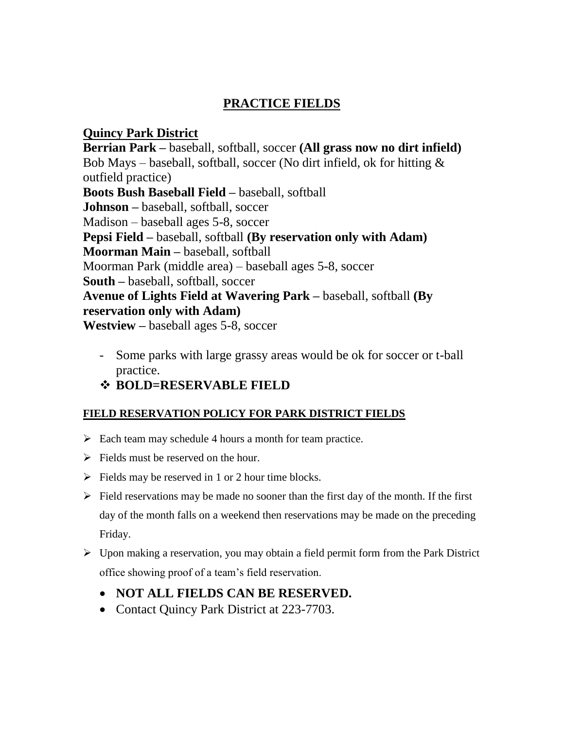# PRACTICE FIELDS

## Quincy Park District

**Berrian Park –** baseball, softball, soccer **(All grass now no dirt infield)**
Bob Mays – baseball, softball, soccer (No dirt infield, ok for hitting & outfield practice)
**Boots Bush Baseball Field –** baseball, softball
**Johnson –** baseball, softball, soccer
Madison – baseball ages 5-8, soccer
**Pepsi Field –** baseball, softball **(By reservation only with Adam)**
**Moorman Main –** baseball, softball
Moorman Park (middle area) – baseball ages 5-8, soccer
**South –** baseball, softball, soccer
**Avenue of Lights Field at Wavering Park –** baseball, softball **(By reservation only with Adam)**
**Westview –** baseball ages 5-8, soccer

- Some parks with large grassy areas would be ok for soccer or t-ball practice.
- **BOLD=RESERVABLE FIELD**

### FIELD RESERVATION POLICY FOR PARK DISTRICT FIELDS

- Each team may schedule 4 hours a month for team practice.
- Fields must be reserved on the hour.
- Fields may be reserved in 1 or 2 hour time blocks.
- Field reservations may be made no sooner than the first day of the month. If the first day of the month falls on a weekend then reservations may be made on the preceding Friday.
- Upon making a reservation, you may obtain a field permit form from the Park District office showing proof of a team's field reservation.
  - **NOT ALL FIELDS CAN BE RESERVED.**
  - Contact Quincy Park District at 223-7703.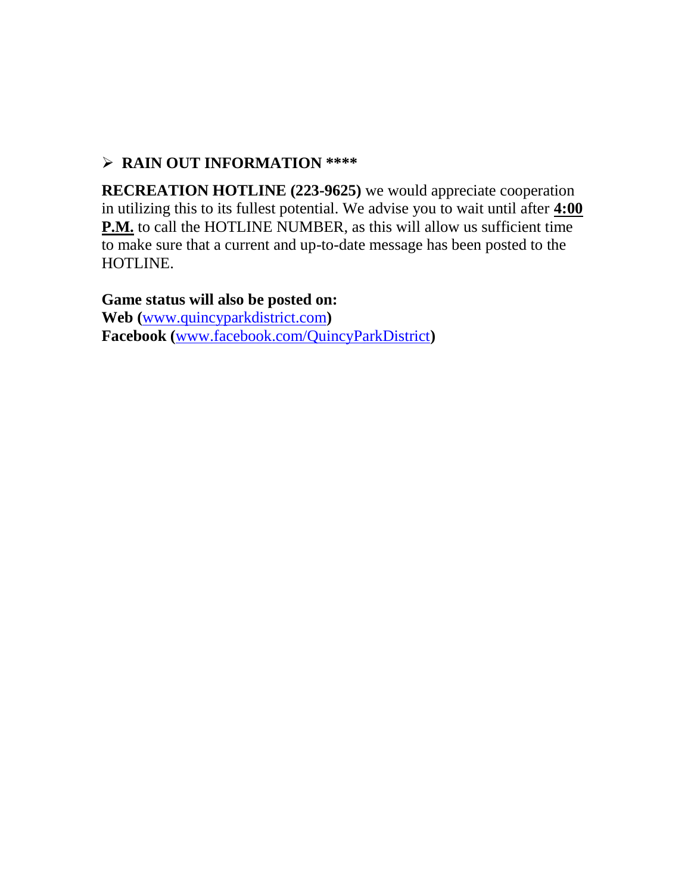- **RAIN OUT INFORMATION ****

**RECREATION HOTLINE (223-9625)** we would appreciate cooperation in utilizing this to its fullest potential. We advise you to wait until after **4:00 P.M.** to call the HOTLINE NUMBER, as this will allow us sufficient time to make sure that a current and up-to-date message has been posted to the HOTLINE.

**Game status will also be posted on:**
**Web (**www.quincyparkdistrict.com**)**
**Facebook (**www.facebook.com/QuincyParkDistrict**)**